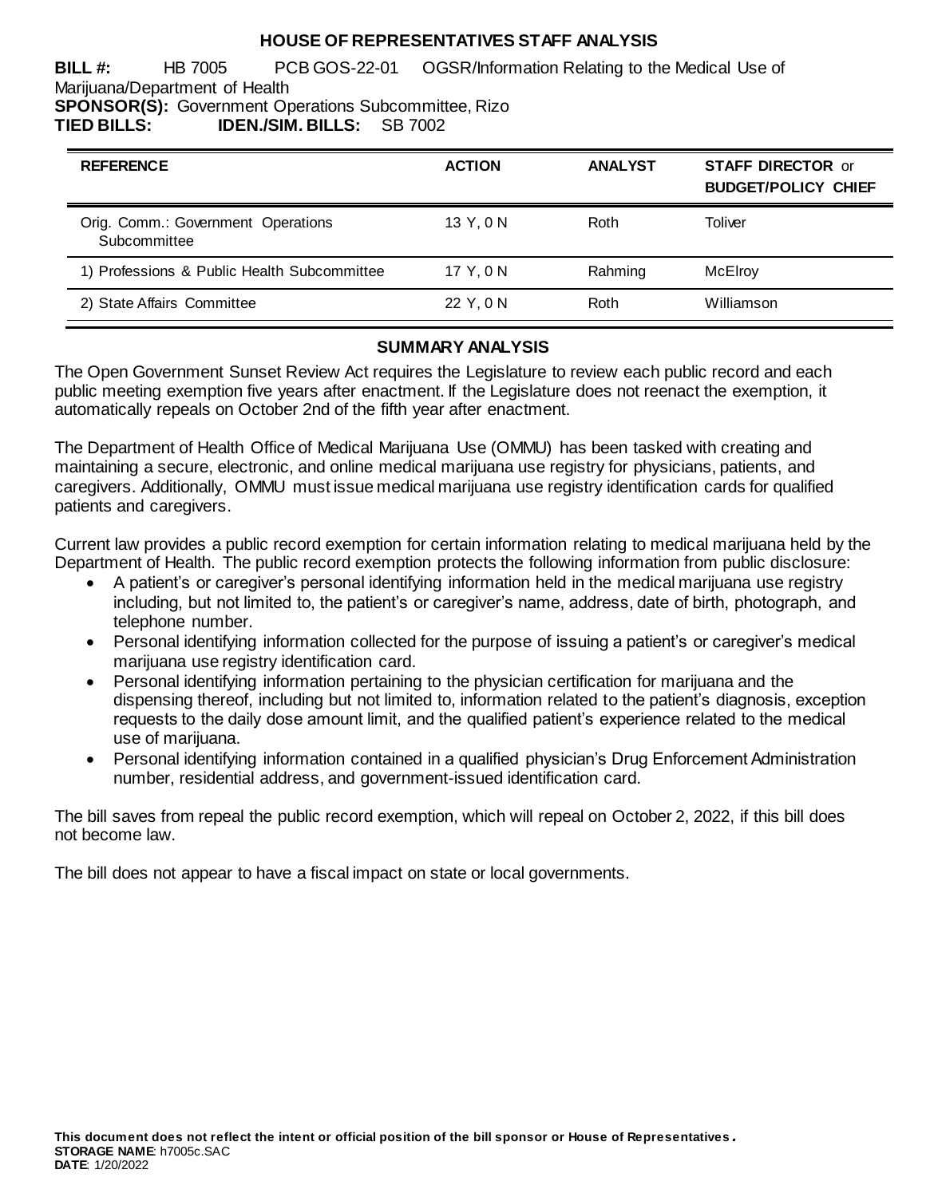# HOUSE OF REPRESENTATIVES STAFF ANALYSIS

**BILL #:** HB 7005 PCB GOS-22-01 OGSR/Information Relating to the Medical Use of Marijuana/Department of Health
**SPONSOR(S):** Government Operations Subcommittee, Rizo
**TIED BILLS:** **IDEN./SIM. BILLS:** SB 7002

| REFERENCE | ACTION | ANALYST | STAFF DIRECTOR or BUDGET/POLICY CHIEF |
|---|---|---|---|
| Orig. Comm.: Government Operations Subcommittee | 13 Y, 0 N | Roth | Toliver |
| 1) Professions & Public Health Subcommittee | 17 Y, 0 N | Rahming | McElroy |
| 2) State Affairs Committee | 22 Y, 0 N | Roth | Williamson |

## SUMMARY ANALYSIS

The Open Government Sunset Review Act requires the Legislature to review each public record and each public meeting exemption five years after enactment. If the Legislature does not reenact the exemption, it automatically repeals on October 2nd of the fifth year after enactment.

The Department of Health Office of Medical Marijuana Use (OMMU) has been tasked with creating and maintaining a secure, electronic, and online medical marijuana use registry for physicians, patients, and caregivers. Additionally, OMMU must issue medical marijuana use registry identification cards for qualified patients and caregivers.

Current law provides a public record exemption for certain information relating to medical marijuana held by the Department of Health. The public record exemption protects the following information from public disclosure:

- A patient's or caregiver's personal identifying information held in the medical marijuana use registry including, but not limited to, the patient's or caregiver's name, address, date of birth, photograph, and telephone number.
- Personal identifying information collected for the purpose of issuing a patient's or caregiver's medical marijuana use registry identification card.
- Personal identifying information pertaining to the physician certification for marijuana and the dispensing thereof, including but not limited to, information related to the patient's diagnosis, exception requests to the daily dose amount limit, and the qualified patient's experience related to the medical use of marijuana.
- Personal identifying information contained in a qualified physician's Drug Enforcement Administration number, residential address, and government-issued identification card.

The bill saves from repeal the public record exemption, which will repeal on October 2, 2022, if this bill does not become law.

The bill does not appear to have a fiscal impact on state or local governments.

**This document does not reflect the intent or official position of the bill sponsor or House of Representatives.**
**STORAGE NAME**: h7005c.SAC
**DATE**: 1/20/2022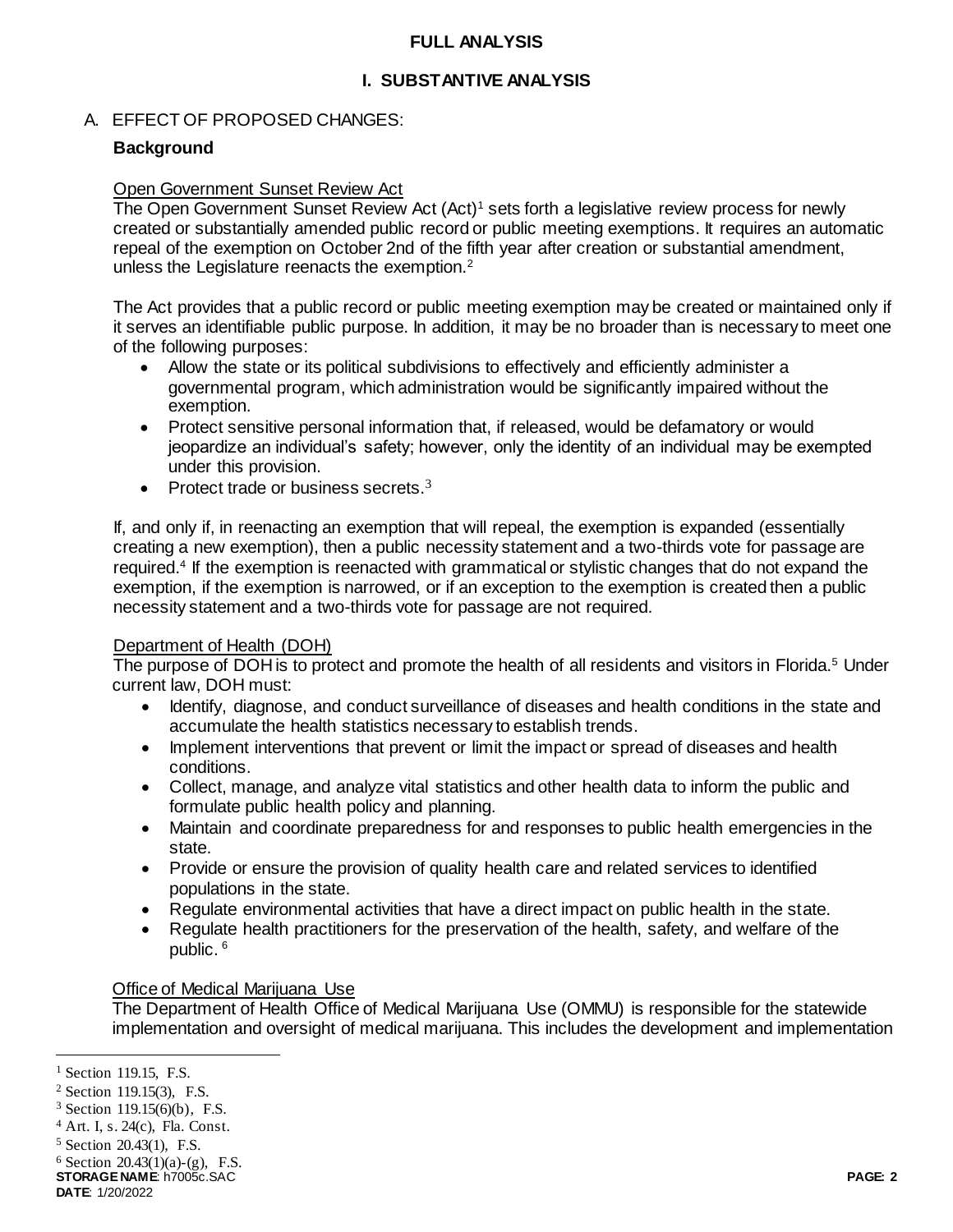**FULL ANALYSIS**

## I. SUBSTANTIVE ANALYSIS

### A. EFFECT OF PROPOSED CHANGES:

**Background**

Open Government Sunset Review Act

The Open Government Sunset Review Act (Act)[1] sets forth a legislative review process for newly created or substantially amended public record or public meeting exemptions. It requires an automatic repeal of the exemption on October 2nd of the fifth year after creation or substantial amendment, unless the Legislature reenacts the exemption.[2]

The Act provides that a public record or public meeting exemption may be created or maintained only if it serves an identifiable public purpose. In addition, it may be no broader than is necessary to meet one of the following purposes:

- Allow the state or its political subdivisions to effectively and efficiently administer a governmental program, which administration would be significantly impaired without the exemption.
- Protect sensitive personal information that, if released, would be defamatory or would jeopardize an individual's safety; however, only the identity of an individual may be exempted under this provision.
- Protect trade or business secrets.[3]

If, and only if, in reenacting an exemption that will repeal, the exemption is expanded (essentially creating a new exemption), then a public necessity statement and a two-thirds vote for passage are required.[4] If the exemption is reenacted with grammatical or stylistic changes that do not expand the exemption, if the exemption is narrowed, or if an exception to the exemption is created then a public necessity statement and a two-thirds vote for passage are not required.

Department of Health (DOH)

The purpose of DOH is to protect and promote the health of all residents and visitors in Florida.[5] Under current law, DOH must:

- Identify, diagnose, and conduct surveillance of diseases and health conditions in the state and accumulate the health statistics necessary to establish trends.
- Implement interventions that prevent or limit the impact or spread of diseases and health conditions.
- Collect, manage, and analyze vital statistics and other health data to inform the public and formulate public health policy and planning.
- Maintain and coordinate preparedness for and responses to public health emergencies in the state.
- Provide or ensure the provision of quality health care and related services to identified populations in the state.
- Regulate environmental activities that have a direct impact on public health in the state.
- Regulate health practitioners for the preservation of the health, safety, and welfare of the public.[6]

Office of Medical Marijuana Use

The Department of Health Office of Medical Marijuana Use (OMMU) is responsible for the statewide implementation and oversight of medical marijuana. This includes the development and implementation

---

[1] Section 119.15, F.S.

[2] Section 119.15(3), F.S.

[3] Section 119.15(6)(b), F.S.

[4] Art. I, s. 24(c), Fla. Const.

[5] Section 20.43(1), F.S.

[6] Section 20.43(1)(a)-(g), F.S.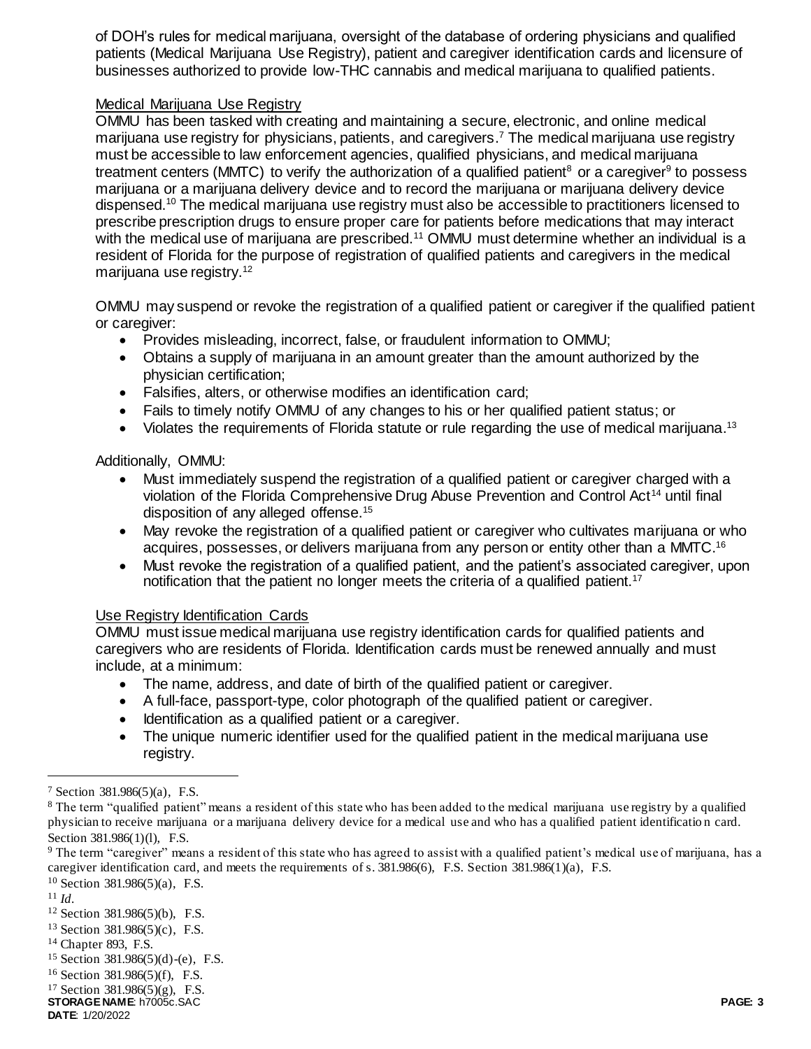of DOH's rules for medical marijuana, oversight of the database of ordering physicians and qualified patients (Medical Marijuana Use Registry), patient and caregiver identification cards and licensure of businesses authorized to provide low-THC cannabis and medical marijuana to qualified patients.

Medical Marijuana Use Registry

OMMU has been tasked with creating and maintaining a secure, electronic, and online medical marijuana use registry for physicians, patients, and caregivers.[7] The medical marijuana use registry must be accessible to law enforcement agencies, qualified physicians, and medical marijuana treatment centers (MMTC) to verify the authorization of a qualified patient[8] or a caregiver[9] to possess marijuana or a marijuana delivery device and to record the marijuana or marijuana delivery device dispensed.[10] The medical marijuana use registry must also be accessible to practitioners licensed to prescribe prescription drugs to ensure proper care for patients before medications that may interact with the medical use of marijuana are prescribed.[11] OMMU must determine whether an individual is a resident of Florida for the purpose of registration of qualified patients and caregivers in the medical marijuana use registry.[12]

OMMU may suspend or revoke the registration of a qualified patient or caregiver if the qualified patient or caregiver:

- Provides misleading, incorrect, false, or fraudulent information to OMMU;
- Obtains a supply of marijuana in an amount greater than the amount authorized by the physician certification;
- Falsifies, alters, or otherwise modifies an identification card;
- Fails to timely notify OMMU of any changes to his or her qualified patient status; or
- Violates the requirements of Florida statute or rule regarding the use of medical marijuana.[13]

Additionally, OMMU:

- Must immediately suspend the registration of a qualified patient or caregiver charged with a violation of the Florida Comprehensive Drug Abuse Prevention and Control Act[14] until final disposition of any alleged offense.[15]
- May revoke the registration of a qualified patient or caregiver who cultivates marijuana or who acquires, possesses, or delivers marijuana from any person or entity other than a MMTC.[16]
- Must revoke the registration of a qualified patient, and the patient's associated caregiver, upon notification that the patient no longer meets the criteria of a qualified patient.[17]

Use Registry Identification Cards

OMMU must issue medical marijuana use registry identification cards for qualified patients and caregivers who are residents of Florida. Identification cards must be renewed annually and must include, at a minimum:

- The name, address, and date of birth of the qualified patient or caregiver.
- A full-face, passport-type, color photograph of the qualified patient or caregiver.
- Identification as a qualified patient or a caregiver.
- The unique numeric identifier used for the qualified patient in the medical marijuana use registry.

---

[7] Section 381.986(5)(a), F.S.

[8] The term "qualified patient" means a resident of this state who has been added to the medical marijuana use registry by a qualified physician to receive marijuana or a marijuana delivery device for a medical use and who has a qualified patient identification card. Section 381.986(1)(l), F.S.

[9] The term "caregiver" means a resident of this state who has agreed to assist with a qualified patient's medical use of marijuana, has a caregiver identification card, and meets the requirements of s. 381.986(6), F.S. Section 381.986(1)(a), F.S.

[10] Section 381.986(5)(a), F.S.

[11] *Id.*

[12] Section 381.986(5)(b), F.S.

[13] Section 381.986(5)(c), F.S.

[14] Chapter 893, F.S.

[15] Section 381.986(5)(d)-(e), F.S.

[16] Section 381.986(5)(f), F.S.

[17] Section 381.986(5)(g), F.S.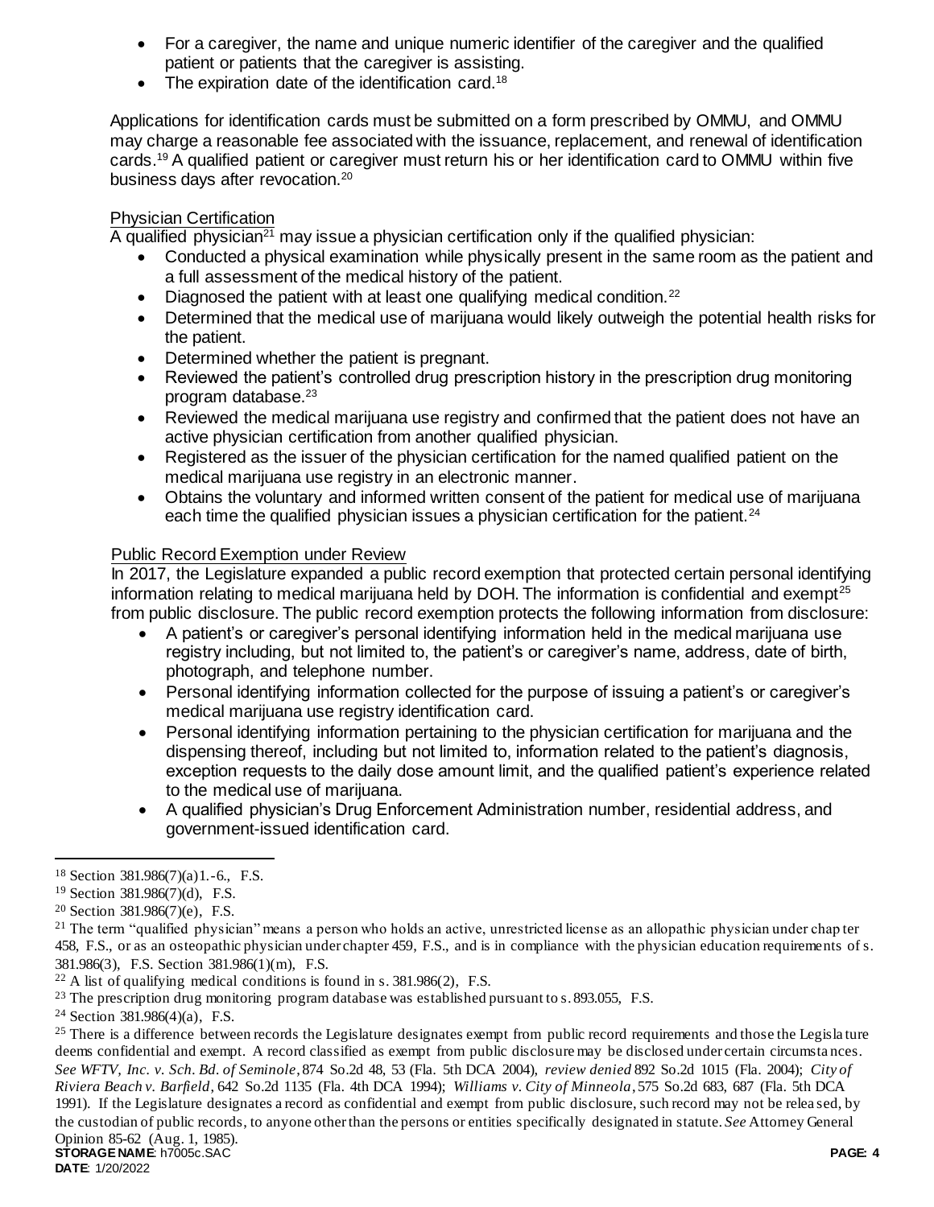- For a caregiver, the name and unique numeric identifier of the caregiver and the qualified patient or patients that the caregiver is assisting.
- The expiration date of the identification card.[18]

Applications for identification cards must be submitted on a form prescribed by OMMU, and OMMU may charge a reasonable fee associated with the issuance, replacement, and renewal of identification cards.[19] A qualified patient or caregiver must return his or her identification card to OMMU within five business days after revocation.[20]

Physician Certification

A qualified physician[21] may issue a physician certification only if the qualified physician:

- Conducted a physical examination while physically present in the same room as the patient and a full assessment of the medical history of the patient.
- Diagnosed the patient with at least one qualifying medical condition.[22]
- Determined that the medical use of marijuana would likely outweigh the potential health risks for the patient.
- Determined whether the patient is pregnant.
- Reviewed the patient's controlled drug prescription history in the prescription drug monitoring program database.[23]
- Reviewed the medical marijuana use registry and confirmed that the patient does not have an active physician certification from another qualified physician.
- Registered as the issuer of the physician certification for the named qualified patient on the medical marijuana use registry in an electronic manner.
- Obtains the voluntary and informed written consent of the patient for medical use of marijuana each time the qualified physician issues a physician certification for the patient.[24]

Public Record Exemption under Review

In 2017, the Legislature expanded a public record exemption that protected certain personal identifying information relating to medical marijuana held by DOH. The information is confidential and exempt[25] from public disclosure. The public record exemption protects the following information from disclosure:

- A patient's or caregiver's personal identifying information held in the medical marijuana use registry including, but not limited to, the patient's or caregiver's name, address, date of birth, photograph, and telephone number.
- Personal identifying information collected for the purpose of issuing a patient's or caregiver's medical marijuana use registry identification card.
- Personal identifying information pertaining to the physician certification for marijuana and the dispensing thereof, including but not limited to, information related to the patient's diagnosis, exception requests to the daily dose amount limit, and the qualified patient's experience related to the medical use of marijuana.
- A qualified physician's Drug Enforcement Administration number, residential address, and government-issued identification card.

---

[18] Section 381.986(7)(a)1.-6., F.S.

[19] Section 381.986(7)(d), F.S.

[20] Section 381.986(7)(e), F.S.

[21] The term "qualified physician" means a person who holds an active, unrestricted license as an allopathic physician under chapter 458, F.S., or as an osteopathic physician under chapter 459, F.S., and is in compliance with the physician education requirements of s. 381.986(3), F.S. Section 381.986(1)(m), F.S.

[22] A list of qualifying medical conditions is found in s. 381.986(2), F.S.

[23] The prescription drug monitoring program database was established pursuant to s. 893.055, F.S.

[24] Section 381.986(4)(a), F.S.

[25] There is a difference between records the Legislature designates exempt from public record requirements and those the Legislature deems confidential and exempt. A record classified as exempt from public disclosure may be disclosed under certain circumstances. *See WFTV, Inc. v. Sch. Bd. of Seminole*, 874 So.2d 48, 53 (Fla. 5th DCA 2004), *review denied* 892 So.2d 1015 (Fla. 2004); *City of Riviera Beach v. Barfield*, 642 So.2d 1135 (Fla. 4th DCA 1994); *Williams v. City of Minneola*, 575 So.2d 683, 687 (Fla. 5th DCA 1991). If the Legislature designates a record as confidential and exempt from public disclosure, such record may not be released, by the custodian of public records, to anyone other than the persons or entities specifically designated in statute. *See* Attorney General Opinion 85-62 (Aug. 1, 1985).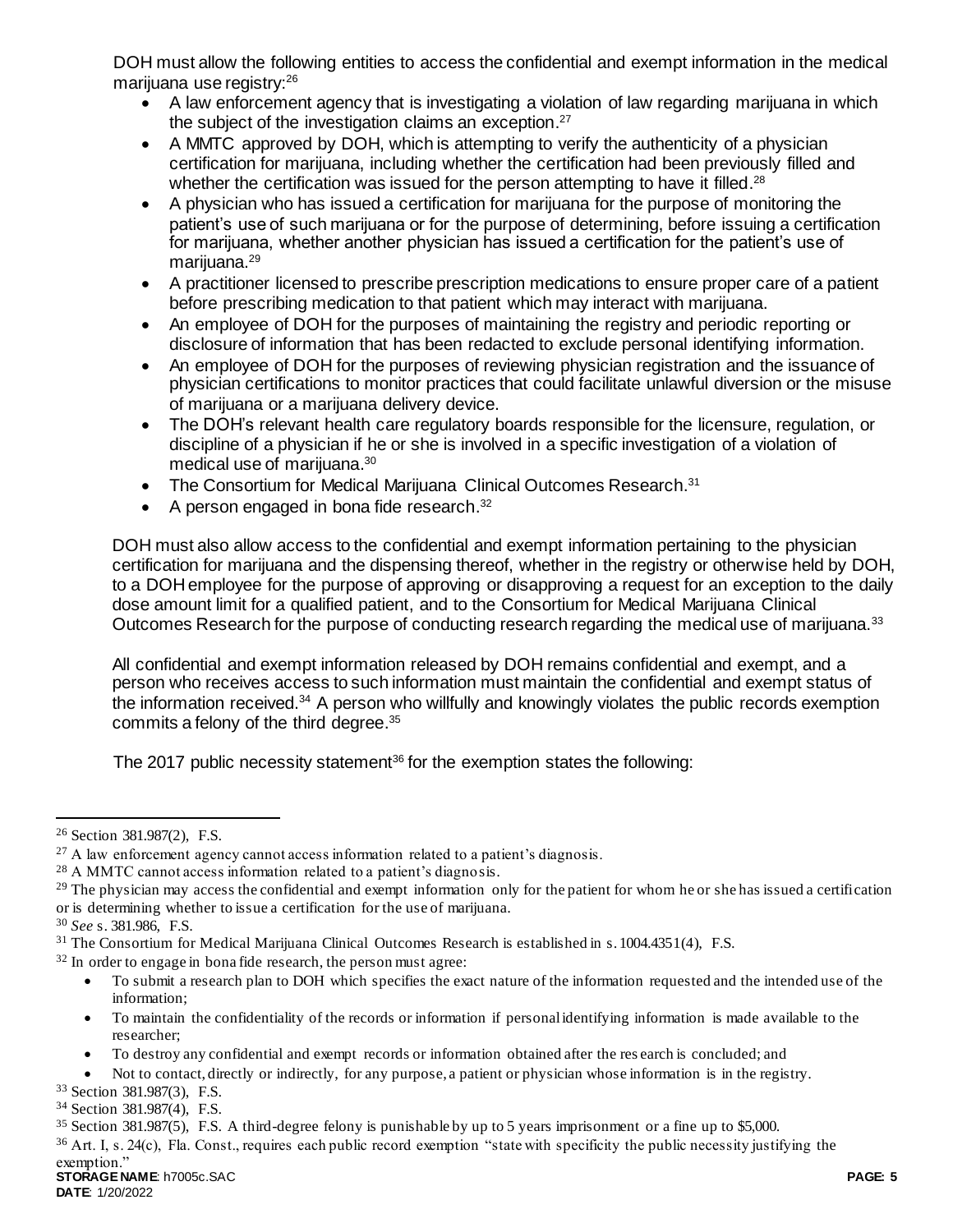DOH must allow the following entities to access the confidential and exempt information in the medical marijuana use registry:[26]

- A law enforcement agency that is investigating a violation of law regarding marijuana in which the subject of the investigation claims an exception.[27]
- A MMTC approved by DOH, which is attempting to verify the authenticity of a physician certification for marijuana, including whether the certification had been previously filled and whether the certification was issued for the person attempting to have it filled.[28]
- A physician who has issued a certification for marijuana for the purpose of monitoring the patient's use of such marijuana or for the purpose of determining, before issuing a certification for marijuana, whether another physician has issued a certification for the patient's use of marijuana.[29]
- A practitioner licensed to prescribe prescription medications to ensure proper care of a patient before prescribing medication to that patient which may interact with marijuana.
- An employee of DOH for the purposes of maintaining the registry and periodic reporting or disclosure of information that has been redacted to exclude personal identifying information.
- An employee of DOH for the purposes of reviewing physician registration and the issuance of physician certifications to monitor practices that could facilitate unlawful diversion or the misuse of marijuana or a marijuana delivery device.
- The DOH's relevant health care regulatory boards responsible for the licensure, regulation, or discipline of a physician if he or she is involved in a specific investigation of a violation of medical use of marijuana.[30]
- The Consortium for Medical Marijuana Clinical Outcomes Research.[31]
- A person engaged in bona fide research.[32]

DOH must also allow access to the confidential and exempt information pertaining to the physician certification for marijuana and the dispensing thereof, whether in the registry or otherwise held by DOH, to a DOH employee for the purpose of approving or disapproving a request for an exception to the daily dose amount limit for a qualified patient, and to the Consortium for Medical Marijuana Clinical Outcomes Research for the purpose of conducting research regarding the medical use of marijuana.[33]

All confidential and exempt information released by DOH remains confidential and exempt, and a person who receives access to such information must maintain the confidential and exempt status of the information received.[34] A person who willfully and knowingly violates the public records exemption commits a felony of the third degree.[35]

The 2017 public necessity statement[36] for the exemption states the following:

---

[26] Section 381.987(2), F.S.

[27] A law enforcement agency cannot access information related to a patient's diagnosis.

[28] A MMTC cannot access information related to a patient's diagnosis.

[29] The physician may access the confidential and exempt information only for the patient for whom he or she has issued a certification or is determining whether to issue a certification for the use of marijuana.

[30] *See* s. 381.986, F.S.

[31] The Consortium for Medical Marijuana Clinical Outcomes Research is established in s. 1004.4351(4), F.S.

[32] In order to engage in bona fide research, the person must agree:

- To submit a research plan to DOH which specifies the exact nature of the information requested and the intended use of the information;
- To maintain the confidentiality of the records or information if personal identifying information is made available to the researcher;
- To destroy any confidential and exempt records or information obtained after the research is concluded; and
- Not to contact, directly or indirectly, for any purpose, a patient or physician whose information is in the registry.

[33] Section 381.987(3), F.S.

[34] Section 381.987(4), F.S.

[35] Section 381.987(5), F.S. A third-degree felony is punishable by up to 5 years imprisonment or a fine up to $5,000.

[36] Art. I, s. 24(c), Fla. Const., requires each public record exemption "state with specificity the public necessity justifying the exemption."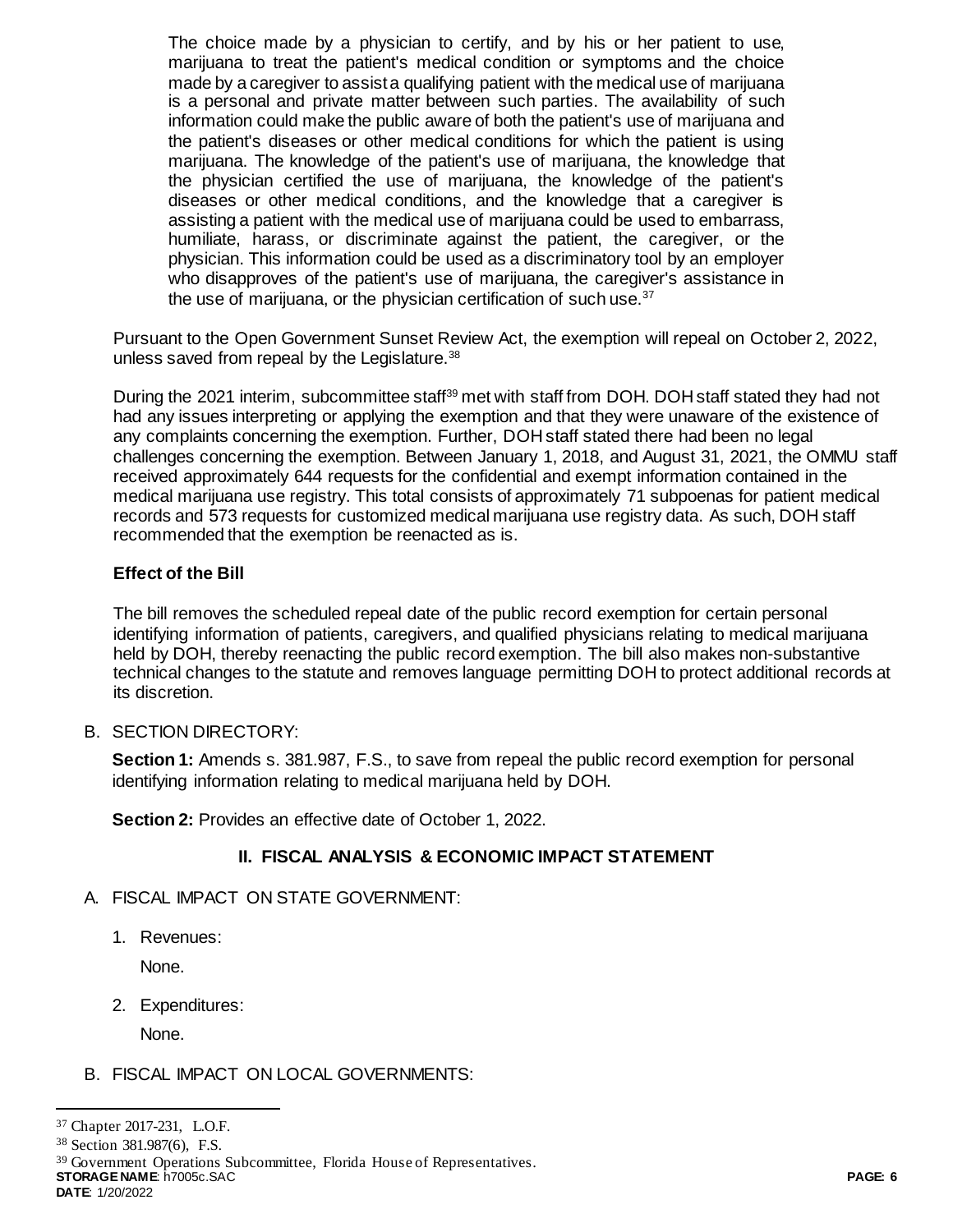> The choice made by a physician to certify, and by his or her patient to use, marijuana to treat the patient's medical condition or symptoms and the choice made by a caregiver to assist a qualifying patient with the medical use of marijuana is a personal and private matter between such parties. The availability of such information could make the public aware of both the patient's use of marijuana and the patient's diseases or other medical conditions for which the patient is using marijuana. The knowledge of the patient's use of marijuana, the knowledge that the physician certified the use of marijuana, the knowledge of the patient's diseases or other medical conditions, and the knowledge that a caregiver is assisting a patient with the medical use of marijuana could be used to embarrass, humiliate, harass, or discriminate against the patient, the caregiver, or the physician. This information could be used as a discriminatory tool by an employer who disapproves of the patient's use of marijuana, the caregiver's assistance in the use of marijuana, or the physician certification of such use.[37]

Pursuant to the Open Government Sunset Review Act, the exemption will repeal on October 2, 2022, unless saved from repeal by the Legislature.[38]

During the 2021 interim, subcommittee staff[39] met with staff from DOH. DOH staff stated they had not had any issues interpreting or applying the exemption and that they were unaware of the existence of any complaints concerning the exemption. Further, DOH staff stated there had been no legal challenges concerning the exemption. Between January 1, 2018, and August 31, 2021, the OMMU staff received approximately 644 requests for the confidential and exempt information contained in the medical marijuana use registry. This total consists of approximately 71 subpoenas for patient medical records and 573 requests for customized medical marijuana use registry data. As such, DOH staff recommended that the exemption be reenacted as is.

### Effect of the Bill

The bill removes the scheduled repeal date of the public record exemption for certain personal identifying information of patients, caregivers, and qualified physicians relating to medical marijuana held by DOH, thereby reenacting the public record exemption. The bill also makes non-substantive technical changes to the statute and removes language permitting DOH to protect additional records at its discretion.

B. SECTION DIRECTORY:

**Section 1:** Amends s. 381.987, F.S., to save from repeal the public record exemption for personal identifying information relating to medical marijuana held by DOH.

**Section 2:** Provides an effective date of October 1, 2022.

## II. FISCAL ANALYSIS & ECONOMIC IMPACT STATEMENT

A. FISCAL IMPACT ON STATE GOVERNMENT:

1. Revenues:

   None.

2. Expenditures:

   None.

B. FISCAL IMPACT ON LOCAL GOVERNMENTS:

---

[37] Chapter 2017-231, L.O.F.

[38] Section 381.987(6), F.S.

[39] Government Operations Subcommittee, Florida House of Representatives.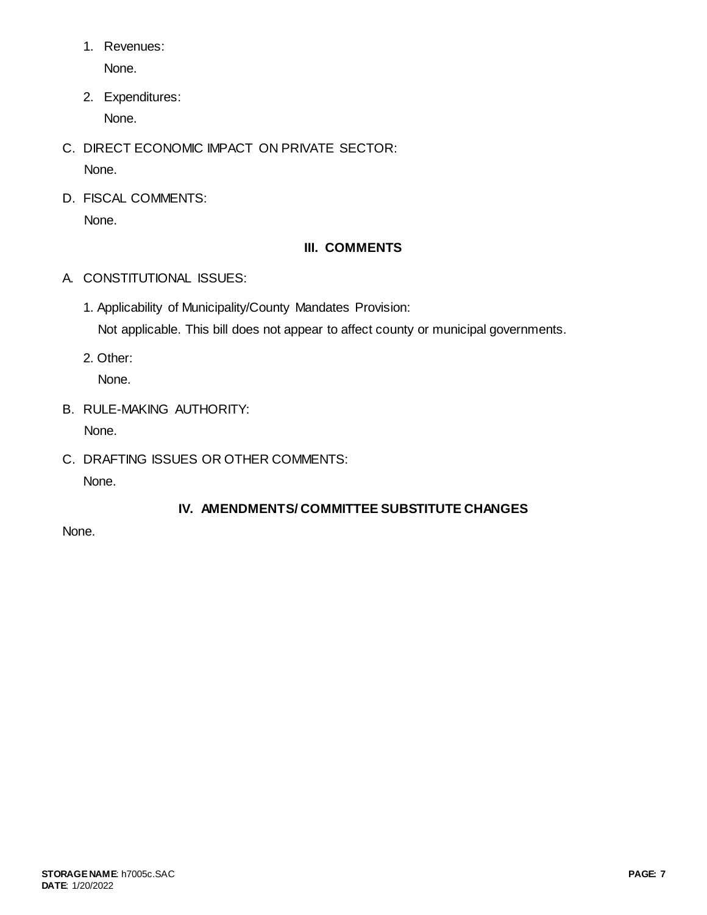1. Revenues:

   None.

2. Expenditures:

   None.

C. DIRECT ECONOMIC IMPACT ON PRIVATE SECTOR:

   None.

D. FISCAL COMMENTS:

   None.

## III. COMMENTS

A. CONSTITUTIONAL ISSUES:

   1. Applicability of Municipality/County Mandates Provision:

      Not applicable. This bill does not appear to affect county or municipal governments.

   2. Other:

      None.

B. RULE-MAKING AUTHORITY:

   None.

C. DRAFTING ISSUES OR OTHER COMMENTS:

   None.

## IV. AMENDMENTS/ COMMITTEE SUBSTITUTE CHANGES

None.